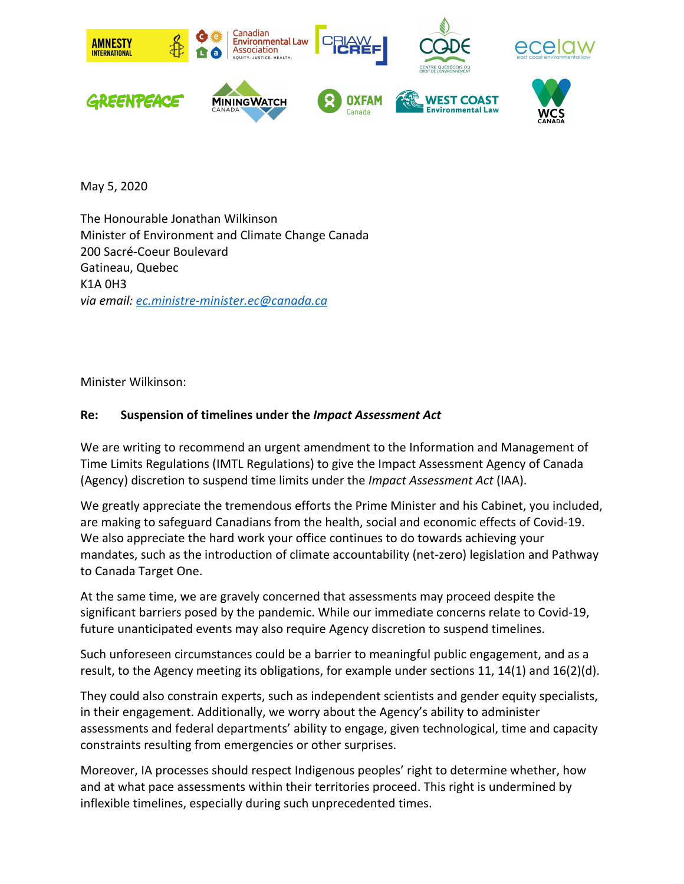May 5, 2020

The Honourable Jonathan Wilkinson
Minister of Environment and Climate Change Canada
200 Sacré-Coeur Boulevard
Gatineau, Quebec
K1A 0H3
*via email: ec.ministre-minister.ec@canada.ca*

Minister Wilkinson:

**Re: Suspension of timelines under the *Impact Assessment Act***

We are writing to recommend an urgent amendment to the Information and Management of Time Limits Regulations (IMTL Regulations) to give the Impact Assessment Agency of Canada (Agency) discretion to suspend time limits under the *Impact Assessment Act* (IAA).

We greatly appreciate the tremendous efforts the Prime Minister and his Cabinet, you included, are making to safeguard Canadians from the health, social and economic effects of Covid-19. We also appreciate the hard work your office continues to do towards achieving your mandates, such as the introduction of climate accountability (net-zero) legislation and Pathway to Canada Target One.

At the same time, we are gravely concerned that assessments may proceed despite the significant barriers posed by the pandemic. While our immediate concerns relate to Covid-19, future unanticipated events may also require Agency discretion to suspend timelines.

Such unforeseen circumstances could be a barrier to meaningful public engagement, and as a result, to the Agency meeting its obligations, for example under sections 11, 14(1) and 16(2)(d).

They could also constrain experts, such as independent scientists and gender equity specialists, in their engagement. Additionally, we worry about the Agency's ability to administer assessments and federal departments' ability to engage, given technological, time and capacity constraints resulting from emergencies or other surprises.

Moreover, IA processes should respect Indigenous peoples' right to determine whether, how and at what pace assessments within their territories proceed. This right is undermined by inflexible timelines, especially during such unprecedented times.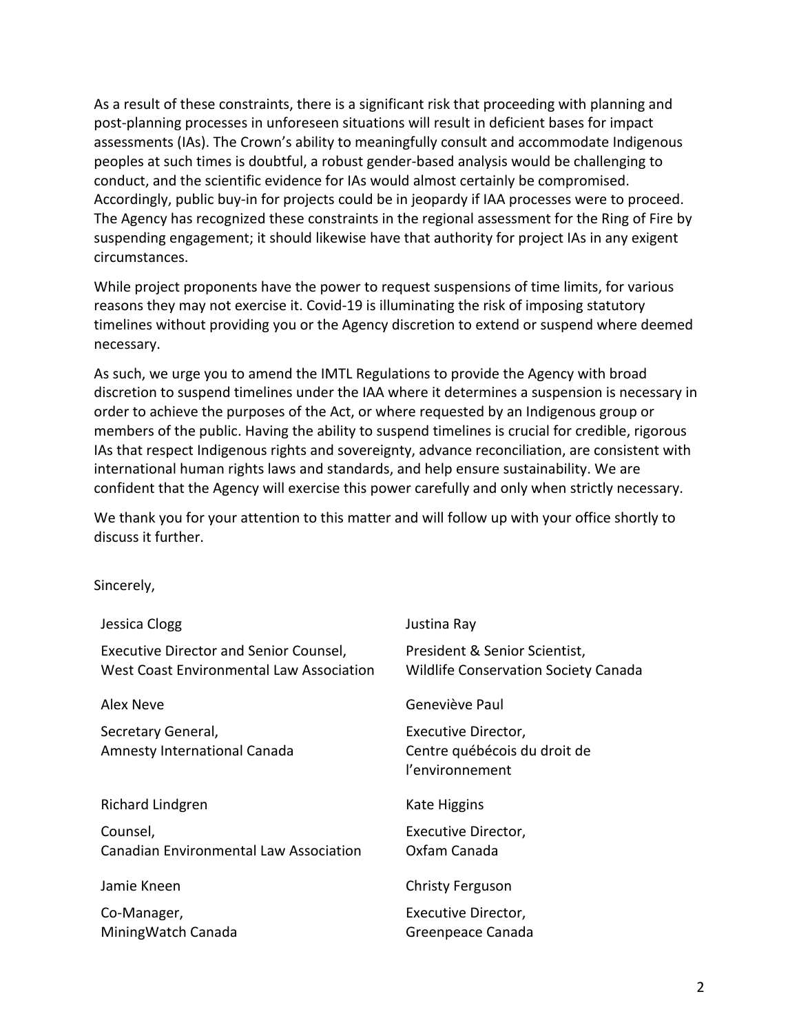As a result of these constraints, there is a significant risk that proceeding with planning and post-planning processes in unforeseen situations will result in deficient bases for impact assessments (IAs). The Crown's ability to meaningfully consult and accommodate Indigenous peoples at such times is doubtful, a robust gender-based analysis would be challenging to conduct, and the scientific evidence for IAs would almost certainly be compromised. Accordingly, public buy-in for projects could be in jeopardy if IAA processes were to proceed. The Agency has recognized these constraints in the regional assessment for the Ring of Fire by suspending engagement; it should likewise have that authority for project IAs in any exigent circumstances.

While project proponents have the power to request suspensions of time limits, for various reasons they may not exercise it. Covid-19 is illuminating the risk of imposing statutory timelines without providing you or the Agency discretion to extend or suspend where deemed necessary.

As such, we urge you to amend the IMTL Regulations to provide the Agency with broad discretion to suspend timelines under the IAA where it determines a suspension is necessary in order to achieve the purposes of the Act, or where requested by an Indigenous group or members of the public. Having the ability to suspend timelines is crucial for credible, rigorous IAs that respect Indigenous rights and sovereignty, advance reconciliation, are consistent with international human rights laws and standards, and help ensure sustainability. We are confident that the Agency will exercise this power carefully and only when strictly necessary.

We thank you for your attention to this matter and will follow up with your office shortly to discuss it further.

Sincerely,

Jessica Clogg

Executive Director and Senior Counsel,
West Coast Environmental Law Association

Justina Ray

President & Senior Scientist,
Wildlife Conservation Society Canada

Alex Neve

Secretary General,
Amnesty International Canada

Geneviève Paul

Executive Director,
Centre québécois du droit de l'environnement

Richard Lindgren

Counsel,
Canadian Environmental Law Association

Kate Higgins

Executive Director,
Oxfam Canada

Jamie Kneen

Co-Manager,
MiningWatch Canada

Christy Ferguson

Executive Director,
Greenpeace Canada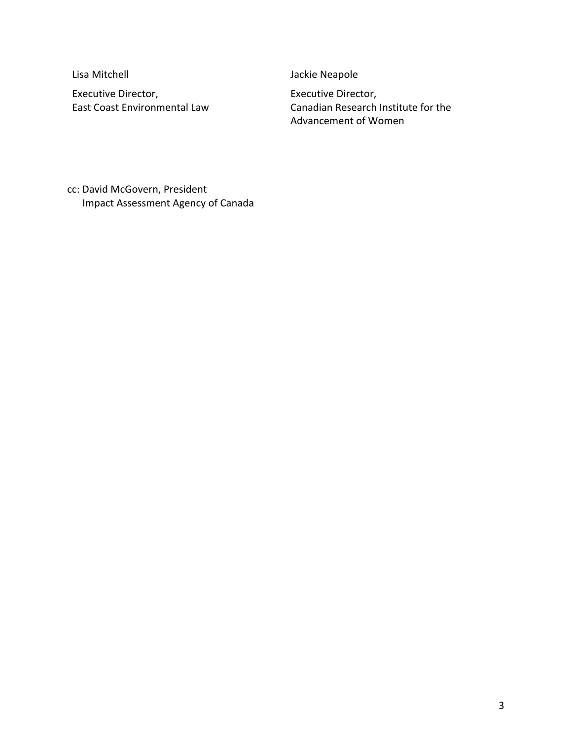Lisa Mitchell

Executive Director,
East Coast Environmental Law

Jackie Neapole

Executive Director,
Canadian Research Institute for the Advancement of Women

cc: David McGovern, President
Impact Assessment Agency of Canada